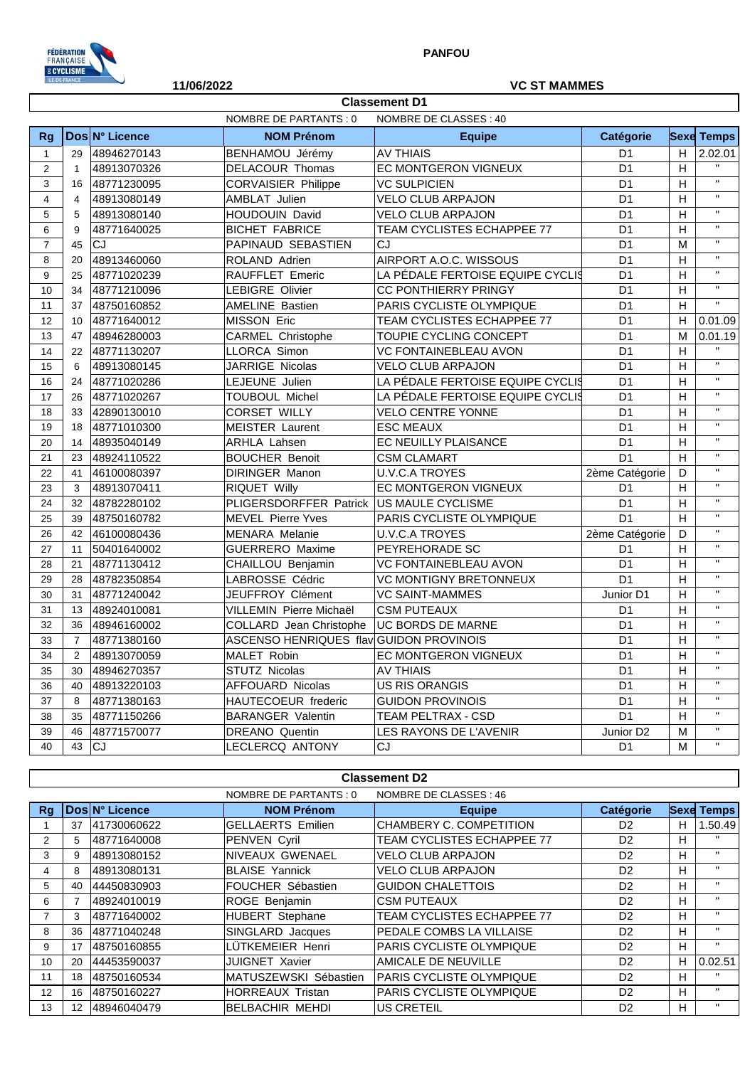PANFOU

11/06/2022

VC ST MAMMES

## Classement D1

NOMBRE DE PARTANTS : 0 NOMBRE DE CLASSES : 40

| Rg | Dos | N° Licence | NOM Prénom | Equipe | Catégorie | Sexe | Temps |
|---|---|---|---|---|---|---|---|
| 1 | 29 | 48946270143 | BENHAMOU Jérémy | AV THIAIS | D1 | H | 2.02.01 |
| 2 | 1 | 48913070326 | DELACOUR Thomas | EC MONTGERON VIGNEUX | D1 | H | " |
| 3 | 16 | 48771230095 | CORVAISIER Philippe | VC SULPICIEN | D1 | H | " |
| 4 | 4 | 48913080149 | AMBLAT Julien | VELO CLUB ARPAJON | D1 | H | " |
| 5 | 5 | 48913080140 | HOUDOUIN David | VELO CLUB ARPAJON | D1 | H | " |
| 6 | 9 | 48771640025 | BICHET FABRICE | TEAM CYCLISTES ECHAPPEE 77 | D1 | H | " |
| 7 | 45 | CJ | PAPINAUD SEBASTIEN | CJ | D1 | M | " |
| 8 | 20 | 48913460060 | ROLAND Adrien | AIRPORT A.O.C. WISSOUS | D1 | H | " |
| 9 | 25 | 48771020239 | RAUFFLET Emeric | LA PÉDALE FERTOISE EQUIPE CYCLIS | D1 | H | " |
| 10 | 34 | 48771210096 | LEBIGRE Olivier | CC PONTHIERRY PRINGY | D1 | H | " |
| 11 | 37 | 48750160852 | AMELINE Bastien | PARIS CYCLISTE OLYMPIQUE | D1 | H | " |
| 12 | 10 | 48771640012 | MISSON Eric | TEAM CYCLISTES ECHAPPEE 77 | D1 | H | 0.01.09 |
| 13 | 47 | 48946280003 | CARMEL Christophe | TOUPIE CYCLING CONCEPT | D1 | M | 0.01.19 |
| 14 | 22 | 48771130207 | LLORCA Simon | VC FONTAINEBLEAU AVON | D1 | H | " |
| 15 | 6 | 48913080145 | JARRIGE Nicolas | VELO CLUB ARPAJON | D1 | H | " |
| 16 | 24 | 48771020286 | LEJEUNE Julien | LA PÉDALE FERTOISE EQUIPE CYCLIS | D1 | H | " |
| 17 | 26 | 48771020267 | TOUBOUL Michel | LA PÉDALE FERTOISE EQUIPE CYCLIS | D1 | H | " |
| 18 | 33 | 42890130010 | CORSET WILLY | VELO CENTRE YONNE | D1 | H | " |
| 19 | 18 | 48771010300 | MEISTER Laurent | ESC MEAUX | D1 | H | " |
| 20 | 14 | 48935040149 | ARHLA Lahsen | EC NEUILLY PLAISANCE | D1 | H | " |
| 21 | 23 | 48924110522 | BOUCHER Benoit | CSM CLAMART | D1 | H | " |
| 22 | 41 | 46100080397 | DIRINGER Manon | U.V.C.A TROYES | 2ème Catégorie | D | " |
| 23 | 3 | 48913070411 | RIQUET Willy | EC MONTGERON VIGNEUX | D1 | H | " |
| 24 | 32 | 48782280102 | PLIGERSDORFFER Patrick | US MAULE CYCLISME | D1 | H | " |
| 25 | 39 | 48750160782 | MEVEL Pierre Yves | PARIS CYCLISTE OLYMPIQUE | D1 | H | " |
| 26 | 42 | 46100080436 | MENARA Melanie | U.V.C.A TROYES | 2ème Catégorie | D | " |
| 27 | 11 | 50401640002 | GUERRERO Maxime | PEYREHORADE SC | D1 | H | " |
| 28 | 21 | 48771130412 | CHAILLOU Benjamin | VC FONTAINEBLEAU AVON | D1 | H | " |
| 29 | 28 | 48782350854 | LABROSSE Cédric | VC MONTIGNY BRETONNEUX | D1 | H | " |
| 30 | 31 | 48771240042 | JEUFFROY Clément | VC SAINT-MAMMES | Junior D1 | H | " |
| 31 | 13 | 48924010081 | VILLEMIN Pierre Michaël | CSM PUTEAUX | D1 | H | " |
| 32 | 36 | 48946160002 | COLLARD Jean Christophe | UC BORDS DE MARNE | D1 | H | " |
| 33 | 7 | 48771380160 | ASCENSO HENRIQUES flav | GUIDON PROVINOIS | D1 | H | " |
| 34 | 2 | 48913070059 | MALET Robin | EC MONTGERON VIGNEUX | D1 | H | " |
| 35 | 30 | 48946270357 | STUTZ Nicolas | AV THIAIS | D1 | H | " |
| 36 | 40 | 48913220103 | AFFOUARD Nicolas | US RIS ORANGIS | D1 | H | " |
| 37 | 8 | 48771380163 | HAUTECOEUR frederic | GUIDON PROVINOIS | D1 | H | " |
| 38 | 35 | 48771150266 | BARANGER Valentin | TEAM PELTRAX - CSD | D1 | H | " |
| 39 | 46 | 48771570077 | DREANO Quentin | LES RAYONS DE L'AVENIR | Junior D2 | M | " |
| 40 | 43 | CJ | LECLERCQ ANTONY | CJ | D1 | M | " |

## Classement D2

NOMBRE DE PARTANTS : 0 NOMBRE DE CLASSES : 46

| Rg | Dos | N° Licence | NOM Prénom | Equipe | Catégorie | Sexe | Temps |
|---|---|---|---|---|---|---|---|
| 1 | 37 | 41730060622 | GELLAERTS Emilien | CHAMBERY C. COMPETITION | D2 | H | 1.50.49 |
| 2 | 5 | 48771640008 | PENVEN Cyril | TEAM CYCLISTES ECHAPPEE 77 | D2 | H | " |
| 3 | 9 | 48913080152 | NIVEAUX GWENAEL | VELO CLUB ARPAJON | D2 | H | " |
| 4 | 8 | 48913080131 | BLAISE Yannick | VELO CLUB ARPAJON | D2 | H | " |
| 5 | 40 | 44450830903 | FOUCHER Sébastien | GUIDON CHALETTOIS | D2 | H | " |
| 6 | 7 | 48924010019 | ROGE Benjamin | CSM PUTEAUX | D2 | H | " |
| 7 | 3 | 48771640002 | HUBERT Stephane | TEAM CYCLISTES ECHAPPEE 77 | D2 | H | " |
| 8 | 36 | 48771040248 | SINGLARD Jacques | PEDALE COMBS LA VILLAISE | D2 | H | " |
| 9 | 17 | 48750160855 | LÜTKEMEIER Henri | PARIS CYCLISTE OLYMPIQUE | D2 | H | " |
| 10 | 20 | 44453590037 | JUIGNET Xavier | AMICALE DE NEUVILLE | D2 | H | 0.02.51 |
| 11 | 18 | 48750160534 | MATUSZEWSKI Sébastien | PARIS CYCLISTE OLYMPIQUE | D2 | H | " |
| 12 | 16 | 48750160227 | HORREAUX Tristan | PARIS CYCLISTE OLYMPIQUE | D2 | H | " |
| 13 | 12 | 48946040479 | BELBACHIR MEHDI | US CRETEIL | D2 | H | " |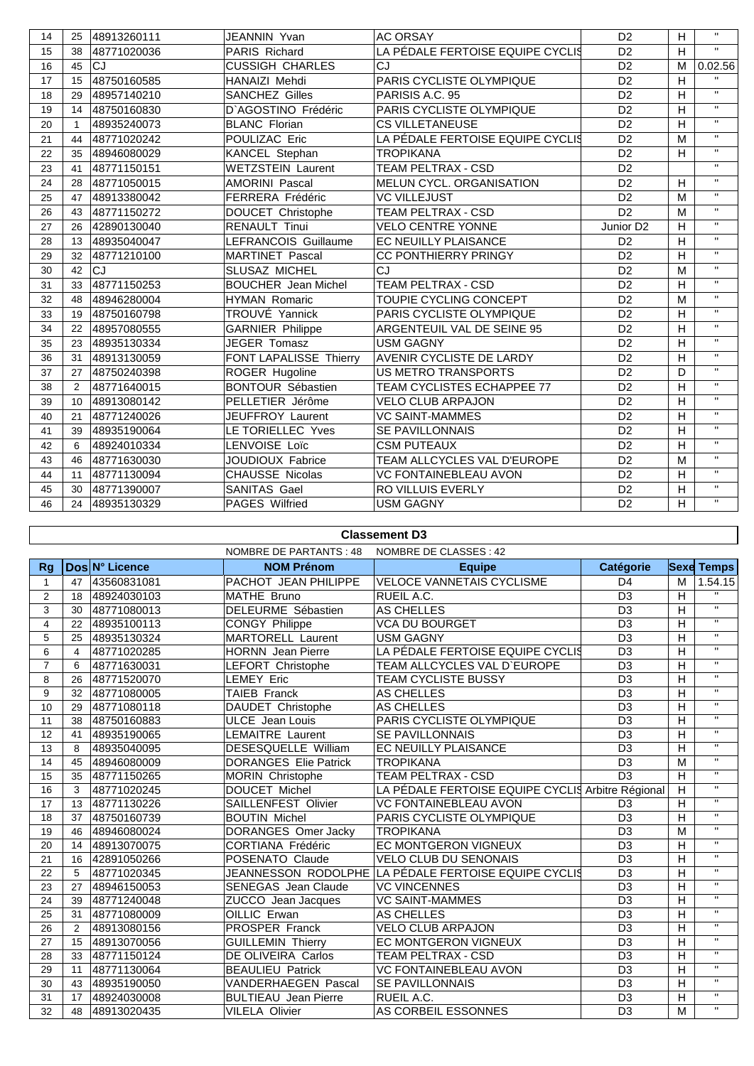| | | | | | | | |
|---|---|---|---|---|---|---|---|
| 14 | 25 | 48913260111 | JEANNIN Yvan | AC ORSAY | D2 | H | " |
| 15 | 38 | 48771020036 | PARIS Richard | LA PÉDALE FERTOISE EQUIPE CYCLIS | D2 | H | " |
| 16 | 45 | CJ | CUSSIGH CHARLES | CJ | D2 | M | 0.02.56 |
| 17 | 15 | 48750160585 | HANAIZI Mehdi | PARIS CYCLISTE OLYMPIQUE | D2 | H | " |
| 18 | 29 | 48957140210 | SANCHEZ Gilles | PARISIS A.C. 95 | D2 | H | " |
| 19 | 14 | 48750160830 | D`AGOSTINO Frédéric | PARIS CYCLISTE OLYMPIQUE | D2 | H | " |
| 20 | 1 | 48935240073 | BLANC Florian | CS VILLETANEUSE | D2 | H | " |
| 21 | 44 | 48771020242 | POULIZAC Eric | LA PÉDALE FERTOISE EQUIPE CYCLIS | D2 | M | " |
| 22 | 35 | 48946080029 | KANCEL Stephan | TROPIKANA | D2 | H | " |
| 23 | 41 | 48771150151 | WETZSTEIN Laurent | TEAM PELTRAX - CSD | D2 | | " |
| 24 | 28 | 48771050015 | AMORINI Pascal | MELUN CYCL. ORGANISATION | D2 | H | " |
| 25 | 47 | 48913380042 | FERRERA Frédéric | VC VILLEJUST | D2 | M | " |
| 26 | 43 | 48771150272 | DOUCET Christophe | TEAM PELTRAX - CSD | D2 | M | " |
| 27 | 26 | 42890130040 | RENAULT Tinui | VELO CENTRE YONNE | Junior D2 | H | " |
| 28 | 13 | 48935040047 | LEFRANCOIS Guillaume | EC NEUILLY PLAISANCE | D2 | H | " |
| 29 | 32 | 48771210100 | MARTINET Pascal | CC PONTHIERRY PRINGY | D2 | H | " |
| 30 | 42 | CJ | SLUSAZ MICHEL | CJ | D2 | M | " |
| 31 | 33 | 48771150253 | BOUCHER Jean Michel | TEAM PELTRAX - CSD | D2 | H | " |
| 32 | 48 | 48946280004 | HYMAN Romaric | TOUPIE CYCLING CONCEPT | D2 | M | " |
| 33 | 19 | 48750160798 | TROUVÉ Yannick | PARIS CYCLISTE OLYMPIQUE | D2 | H | " |
| 34 | 22 | 48957080555 | GARNIER Philippe | ARGENTEUIL VAL DE SEINE 95 | D2 | H | " |
| 35 | 23 | 48935130334 | JEGER Tomasz | USM GAGNY | D2 | H | " |
| 36 | 31 | 48913130059 | FONT LAPALISSE Thierry | AVENIR CYCLISTE DE LARDY | D2 | H | " |
| 37 | 27 | 48750240398 | ROGER Hugoline | US METRO TRANSPORTS | D2 | D | " |
| 38 | 2 | 48771640015 | BONTOUR Sébastien | TEAM CYCLISTES ECHAPPEE 77 | D2 | H | " |
| 39 | 10 | 48913080142 | PELLETIER Jérôme | VELO CLUB ARPAJON | D2 | H | " |
| 40 | 21 | 48771240026 | JEUFFROY Laurent | VC SAINT-MAMMES | D2 | H | " |
| 41 | 39 | 48935190064 | LE TORIELLEC Yves | SE PAVILLONNAIS | D2 | H | " |
| 42 | 6 | 48924010334 | LENVOISE Loïc | CSM PUTEAUX | D2 | H | " |
| 43 | 46 | 48771630030 | JOUDIOUX Fabrice | TEAM ALLCYCLES VAL D'EUROPE | D2 | M | " |
| 44 | 11 | 48771130094 | CHAUSSE Nicolas | VC FONTAINEBLEAU AVON | D2 | H | " |
| 45 | 30 | 48771390007 | SANITAS Gael | RO VILLUIS EVERLY | D2 | H | " |
| 46 | 24 | 48935130329 | PAGES Wilfried | USM GAGNY | D2 | H | " |

## Classement D3

NOMBRE DE PARTANTS : 48 NOMBRE DE CLASSES : 42

| Rg | Dos | N° Licence | NOM Prénom | Equipe | Catégorie | Sexe | Temps |
|---|---|---|---|---|---|---|---|
| 1 | 47 | 43560831081 | PACHOT JEAN PHILIPPE | VELOCE VANNETAIS CYCLISME | D4 | M | 1.54.15 |
| 2 | 18 | 48924030103 | MATHE Bruno | RUEIL A.C. | D3 | H | " |
| 3 | 30 | 48771080013 | DELEURME Sébastien | AS CHELLES | D3 | H | " |
| 4 | 22 | 48935100113 | CONGY Philippe | VCA DU BOURGET | D3 | H | " |
| 5 | 25 | 48935130324 | MARTORELL Laurent | USM GAGNY | D3 | H | " |
| 6 | 4 | 48771020285 | HORNN Jean Pierre | LA PÉDALE FERTOISE EQUIPE CYCLIS | D3 | H | " |
| 7 | 6 | 48771630031 | LEFORT Christophe | TEAM ALLCYCLES VAL D`EUROPE | D3 | H | " |
| 8 | 26 | 48771520070 | LEMEY Eric | TEAM CYCLISTE BUSSY | D3 | H | " |
| 9 | 32 | 48771080005 | TAIEB Franck | AS CHELLES | D3 | H | " |
| 10 | 29 | 48771080118 | DAUDET Christophe | AS CHELLES | D3 | H | " |
| 11 | 38 | 48750160883 | ULCE Jean Louis | PARIS CYCLISTE OLYMPIQUE | D3 | H | " |
| 12 | 41 | 48935190065 | LEMAITRE Laurent | SE PAVILLONNAIS | D3 | H | " |
| 13 | 8 | 48935040095 | DESESQUELLE William | EC NEUILLY PLAISANCE | D3 | H | " |
| 14 | 45 | 48946080009 | DORANGES Elie Patrick | TROPIKANA | D3 | M | " |
| 15 | 35 | 48771150265 | MORIN Christophe | TEAM PELTRAX - CSD | D3 | H | " |
| 16 | 3 | 48771020245 | DOUCET Michel | LA PÉDALE FERTOISE EQUIPE CYCLIS | Arbitre Régional | H | " |
| 17 | 13 | 48771130226 | SAILLENFEST Olivier | VC FONTAINEBLEAU AVON | D3 | H | " |
| 18 | 37 | 48750160739 | BOUTIN Michel | PARIS CYCLISTE OLYMPIQUE | D3 | H | " |
| 19 | 46 | 48946080024 | DORANGES Omer Jacky | TROPIKANA | D3 | M | " |
| 20 | 14 | 48913070075 | CORTIANA Frédéric | EC MONTGERON VIGNEUX | D3 | H | " |
| 21 | 16 | 42891050266 | POSENATO Claude | VELO CLUB DU SENONAIS | D3 | H | " |
| 22 | 5 | 48771020345 | JEANNESSON RODOLPHE | LA PÉDALE FERTOISE EQUIPE CYCLIS | D3 | H | " |
| 23 | 27 | 48946150053 | SENEGAS Jean Claude | VC VINCENNES | D3 | H | " |
| 24 | 39 | 48771240048 | ZUCCO Jean Jacques | VC SAINT-MAMMES | D3 | H | " |
| 25 | 31 | 48771080009 | OILLIC Erwan | AS CHELLES | D3 | H | " |
| 26 | 2 | 48913080156 | PROSPER Franck | VELO CLUB ARPAJON | D3 | H | " |
| 27 | 15 | 48913070056 | GUILLEMIN Thierry | EC MONTGERON VIGNEUX | D3 | H | " |
| 28 | 33 | 48771150124 | DE OLIVEIRA Carlos | TEAM PELTRAX - CSD | D3 | H | " |
| 29 | 11 | 48771130064 | BEAULIEU Patrick | VC FONTAINEBLEAU AVON | D3 | H | " |
| 30 | 43 | 48935190050 | VANDERHAEGEN Pascal | SE PAVILLONNAIS | D3 | H | " |
| 31 | 17 | 48924030008 | BULTIEAU Jean Pierre | RUEIL A.C. | D3 | H | " |
| 32 | 48 | 48913020435 | VILELA Olivier | AS CORBEIL ESSONNES | D3 | M | " |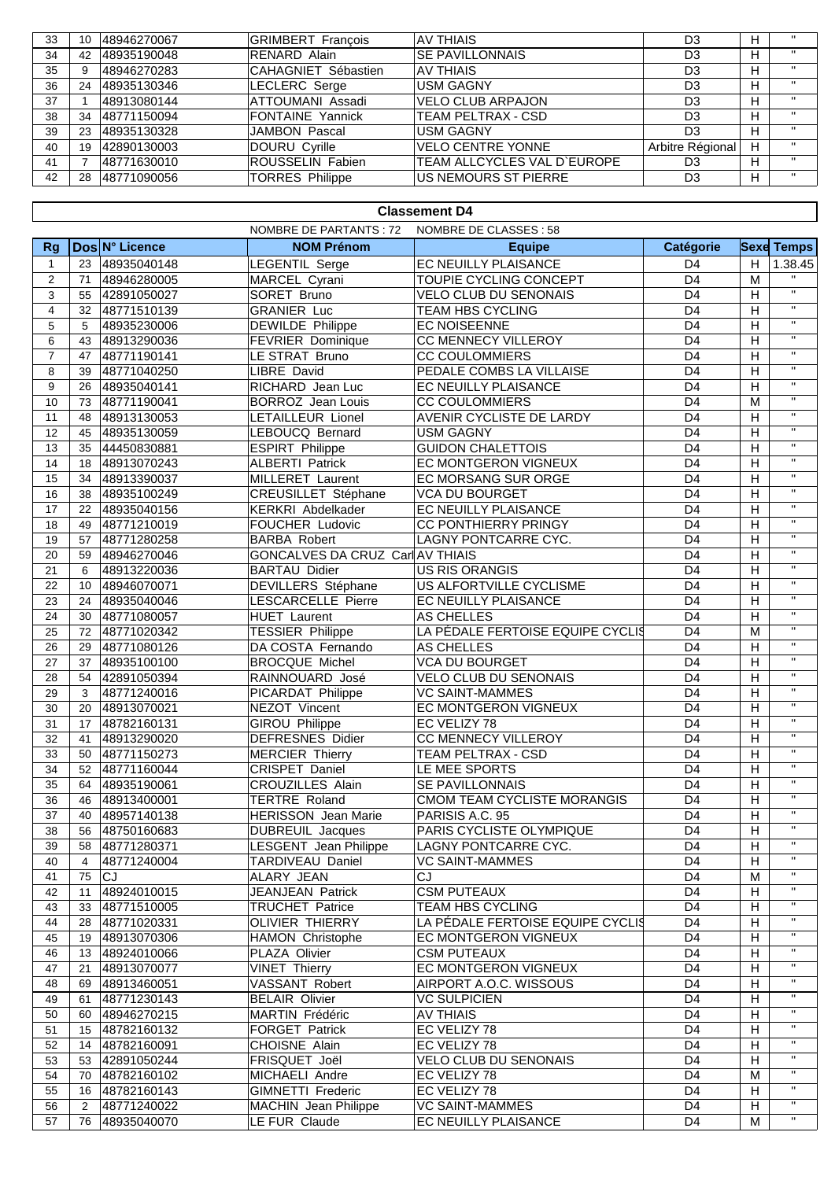| 33 | 10 | 48946270067 | GRIMBERT François | AV THIAIS | D3 | H | " |
|---|---|---|---|---|---|---|---|
| 34 | 42 | 48935190048 | RENARD Alain | SE PAVILLONNAIS | D3 | H | " |
| 35 | 9 | 48946270283 | CAHAGNIET Sébastien | AV THIAIS | D3 | H | " |
| 36 | 24 | 48935130346 | LECLERC Serge | USM GAGNY | D3 | H | " |
| 37 | 1 | 48913080144 | ATTOUMANI Assadi | VELO CLUB ARPAJON | D3 | H | " |
| 38 | 34 | 48771150094 | FONTAINE Yannick | TEAM PELTRAX - CSD | D3 | H | " |
| 39 | 23 | 48935130328 | JAMBON Pascal | USM GAGNY | D3 | H | " |
| 40 | 19 | 42890130003 | DOURU Cyrille | VELO CENTRE YONNE | Arbitre Régional | H | " |
| 41 | 7 | 48771630010 | ROUSSELIN Fabien | TEAM ALLCYCLES VAL D`EUROPE | D3 | H | " |
| 42 | 28 | 48771090056 | TORRES Philippe | US NEMOURS ST PIERRE | D3 | H | " |

## Classement D4

NOMBRE DE PARTANTS : 72 NOMBRE DE CLASSES : 58

| Rg | Dos | N° Licence | NOM Prénom | Equipe | Catégorie | Sexe | Temps |
|---|---|---|---|---|---|---|---|
| 1 | 23 | 48935040148 | LEGENTIL Serge | EC NEUILLY PLAISANCE | D4 | H | 1.38.45 |
| 2 | 71 | 48946280005 | MARCEL Cyrani | TOUPIE CYCLING CONCEPT | D4 | M | " |
| 3 | 55 | 42891050027 | SORET Bruno | VELO CLUB DU SENONAIS | D4 | H | " |
| 4 | 32 | 48771510139 | GRANIER Luc | TEAM HBS CYCLING | D4 | H | " |
| 5 | 5 | 48935230006 | DEWILDE Philippe | EC NOISEENNE | D4 | H | " |
| 6 | 43 | 48913290036 | FEVRIER Dominique | CC MENNECY VILLEROY | D4 | H | " |
| 7 | 47 | 48771190141 | LE STRAT Bruno | CC COULOMMIERS | D4 | H | " |
| 8 | 39 | 48771040250 | LIBRE David | PEDALE COMBS LA VILLAISE | D4 | H | " |
| 9 | 26 | 48935040141 | RICHARD Jean Luc | EC NEUILLY PLAISANCE | D4 | H | " |
| 10 | 73 | 48771190041 | BORROZ Jean Louis | CC COULOMMIERS | D4 | M | " |
| 11 | 48 | 48913130053 | LETAILLEUR Lionel | AVENIR CYCLISTE DE LARDY | D4 | H | " |
| 12 | 45 | 48935130059 | LEBOUCQ Bernard | USM GAGNY | D4 | H | " |
| 13 | 35 | 44450830881 | ESPIRT Philippe | GUIDON CHALETTOIS | D4 | H | " |
| 14 | 18 | 48913070243 | ALBERTI Patrick | EC MONTGERON VIGNEUX | D4 | H | " |
| 15 | 34 | 48913390037 | MILLERET Laurent | EC MORSANG SUR ORGE | D4 | H | " |
| 16 | 38 | 48935100249 | CREUSILLET Stéphane | VCA DU BOURGET | D4 | H | " |
| 17 | 22 | 48935040156 | KERKRI Abdelkader | EC NEUILLY PLAISANCE | D4 | H | " |
| 18 | 49 | 48771210019 | FOUCHER Ludovic | CC PONTHIERRY PRINGY | D4 | H | " |
| 19 | 57 | 48771280258 | BARBA Robert | LAGNY PONTCARRE CYC. | D4 | H | " |
| 20 | 59 | 48946270046 | GONCALVES DA CRUZ Carl | AV THIAIS | D4 | H | " |
| 21 | 6 | 48913220036 | BARTAU Didier | US RIS ORANGIS | D4 | H | " |
| 22 | 10 | 48946070071 | DEVILLERS Stéphane | US ALFORTVILLE CYCLISME | D4 | H | " |
| 23 | 24 | 48935040046 | LESCARCELLE Pierre | EC NEUILLY PLAISANCE | D4 | H | " |
| 24 | 30 | 48771080057 | HUET Laurent | AS CHELLES | D4 | H | " |
| 25 | 72 | 48771020342 | TESSIER Philippe | LA PÉDALE FERTOISE EQUIPE CYCLIS | D4 | M | " |
| 26 | 29 | 48771080126 | DA COSTA Fernando | AS CHELLES | D4 | H | " |
| 27 | 37 | 48935100100 | BROCQUE Michel | VCA DU BOURGET | D4 | H | " |
| 28 | 54 | 42891050394 | RAINNOUARD José | VELO CLUB DU SENONAIS | D4 | H | " |
| 29 | 3 | 48771240016 | PICARDAT Philippe | VC SAINT-MAMMES | D4 | H | " |
| 30 | 20 | 48913070021 | NEZOT Vincent | EC MONTGERON VIGNEUX | D4 | H | " |
| 31 | 17 | 48782160131 | GIROU Philippe | EC VELIZY 78 | D4 | H | " |
| 32 | 41 | 48913290020 | DEFRESNES Didier | CC MENNECY VILLEROY | D4 | H | " |
| 33 | 50 | 48771150273 | MERCIER Thierry | TEAM PELTRAX - CSD | D4 | H | " |
| 34 | 52 | 48771160044 | CRISPET Daniel | LE MEE SPORTS | D4 | H | " |
| 35 | 64 | 48935190061 | CROUZILLES Alain | SE PAVILLONNAIS | D4 | H | " |
| 36 | 46 | 48913400001 | TERTRE Roland | CMOM TEAM CYCLISTE MORANGIS | D4 | H | " |
| 37 | 40 | 48957140138 | HERISSON Jean Marie | PARISIS A.C. 95 | D4 | H | " |
| 38 | 56 | 48750160683 | DUBREUIL Jacques | PARIS CYCLISTE OLYMPIQUE | D4 | H | " |
| 39 | 58 | 48771280371 | LESGENT Jean Philippe | LAGNY PONTCARRE CYC. | D4 | H | " |
| 40 | 4 | 48771240004 | TARDIVEAU Daniel | VC SAINT-MAMMES | D4 | H | " |
| 41 | 75 | CJ | ALARY JEAN | CJ | D4 | M | " |
| 42 | 11 | 48924010015 | JEANJEAN Patrick | CSM PUTEAUX | D4 | H | " |
| 43 | 33 | 48771510005 | TRUCHET Patrice | TEAM HBS CYCLING | D4 | H | " |
| 44 | 28 | 48771020331 | OLIVIER THIERRY | LA PÉDALE FERTOISE EQUIPE CYCLIS | D4 | H | " |
| 45 | 19 | 48913070306 | HAMON Christophe | EC MONTGERON VIGNEUX | D4 | H | " |
| 46 | 13 | 48924010066 | PLAZA Olivier | CSM PUTEAUX | D4 | H | " |
| 47 | 21 | 48913070077 | VINET Thierry | EC MONTGERON VIGNEUX | D4 | H | " |
| 48 | 69 | 48913460051 | VASSANT Robert | AIRPORT A.O.C. WISSOUS | D4 | H | " |
| 49 | 61 | 48771230143 | BELAIR Olivier | VC SULPICIEN | D4 | H | " |
| 50 | 60 | 48946270215 | MARTIN Frédéric | AV THIAIS | D4 | H | " |
| 51 | 15 | 48782160132 | FORGET Patrick | EC VELIZY 78 | D4 | H | " |
| 52 | 14 | 48782160091 | CHOISNE Alain | EC VELIZY 78 | D4 | H | " |
| 53 | 53 | 42891050244 | FRISQUET Joël | VELO CLUB DU SENONAIS | D4 | H | " |
| 54 | 70 | 48782160102 | MICHAELI Andre | EC VELIZY 78 | D4 | M | " |
| 55 | 16 | 48782160143 | GIMNETTI Frederic | EC VELIZY 78 | D4 | H | " |
| 56 | 2 | 48771240022 | MACHIN Jean Philippe | VC SAINT-MAMMES | D4 | H | " |
| 57 | 76 | 48935040070 | LE FUR Claude | EC NEUILLY PLAISANCE | D4 | M | " |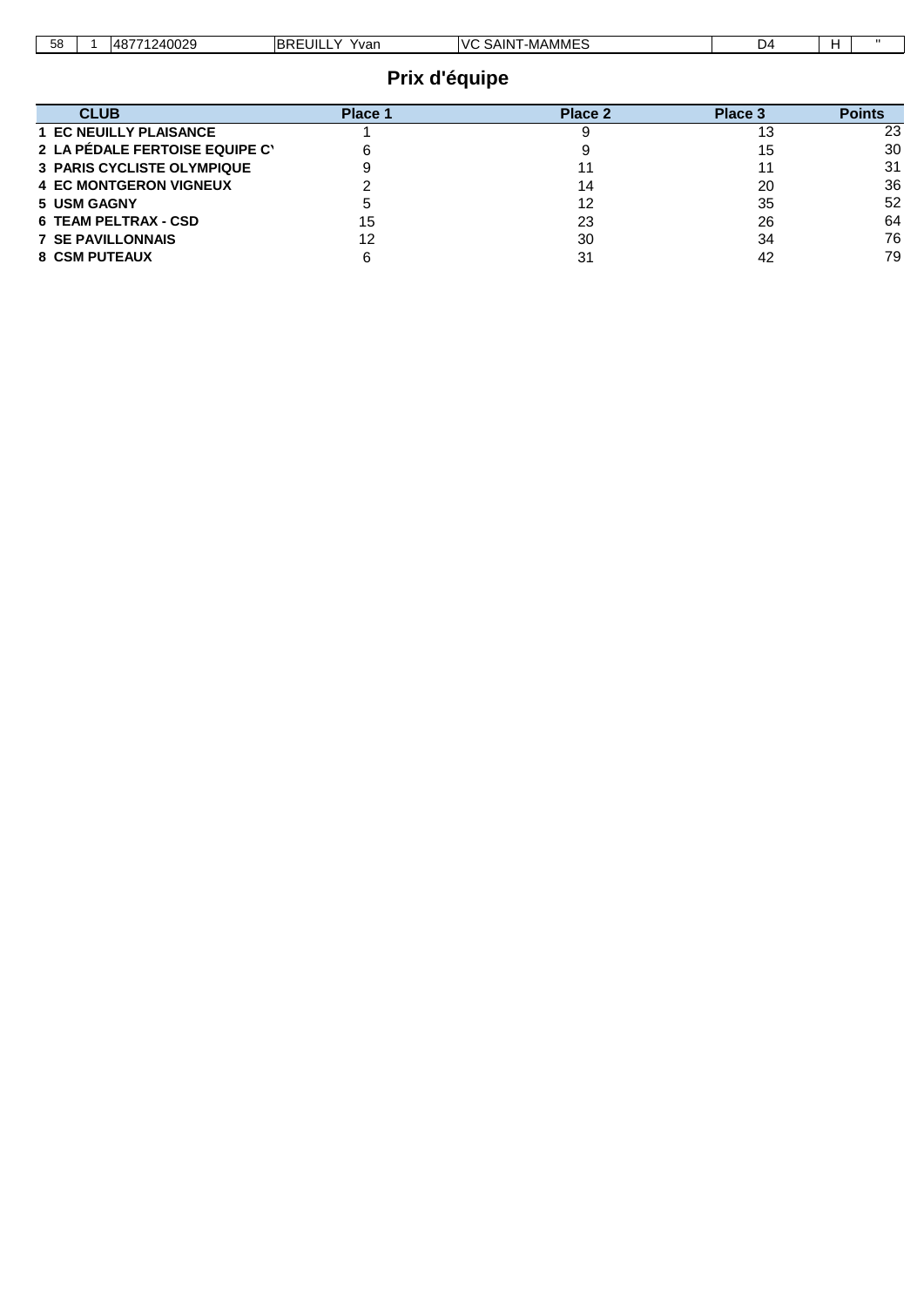| | | | | | | | |
|---|---|---|---|---|---|---|---|
| 58 | 1 | 48771240029 | BREUILLY Yvan | VC SAINT-MAMMES | D4 | H | '' |

## Prix d'équipe

| CLUB | Place 1 | Place 2 | Place 3 | Points |
|---|---|---|---|---|
| 1 EC NEUILLY PLAISANCE | 1 | 9 | 13 | 23 |
| 2 LA PÉDALE FERTOISE EQUIPE C' | 6 | 9 | 15 | 30 |
| 3 PARIS CYCLISTE OLYMPIQUE | 9 | 11 | 11 | 31 |
| 4 EC MONTGERON VIGNEUX | 2 | 14 | 20 | 36 |
| 5 USM GAGNY | 5 | 12 | 35 | 52 |
| 6 TEAM PELTRAX - CSD | 15 | 23 | 26 | 64 |
| 7 SE PAVILLONNAIS | 12 | 30 | 34 | 76 |
| 8 CSM PUTEAUX | 6 | 31 | 42 | 79 |